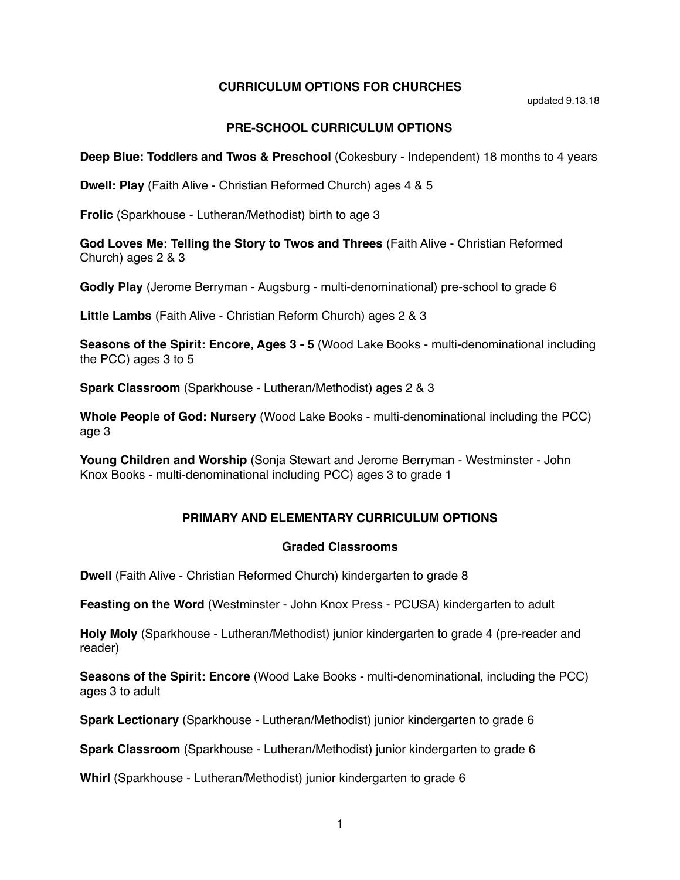# CURRICULUM OPTIONS FOR CHURCHES

updated 9.13.18

## PRE-SCHOOL CURRICULUM OPTIONS

**Deep Blue: Toddlers and Twos & Preschool** (Cokesbury - Independent) 18 months to 4 years

**Dwell: Play** (Faith Alive - Christian Reformed Church) ages 4 & 5

**Frolic** (Sparkhouse - Lutheran/Methodist) birth to age 3

**God Loves Me: Telling the Story to Twos and Threes** (Faith Alive - Christian Reformed Church) ages 2 & 3

**Godly Play** (Jerome Berryman - Augsburg - multi-denominational) pre-school to grade 6

**Little Lambs** (Faith Alive - Christian Reform Church) ages 2 & 3

**Seasons of the Spirit: Encore, Ages 3 - 5** (Wood Lake Books - multi-denominational including the PCC) ages 3 to 5

**Spark Classroom** (Sparkhouse - Lutheran/Methodist) ages 2 & 3

**Whole People of God: Nursery** (Wood Lake Books - multi-denominational including the PCC) age 3

**Young Children and Worship** (Sonja Stewart and Jerome Berryman - Westminster - John Knox Books - multi-denominational including PCC) ages 3 to grade 1

## PRIMARY AND ELEMENTARY CURRICULUM OPTIONS

### Graded Classrooms

**Dwell** (Faith Alive - Christian Reformed Church) kindergarten to grade 8

**Feasting on the Word** (Westminster - John Knox Press - PCUSA) kindergarten to adult

**Holy Moly** (Sparkhouse - Lutheran/Methodist) junior kindergarten to grade 4 (pre-reader and reader)

**Seasons of the Spirit: Encore** (Wood Lake Books - multi-denominational, including the PCC) ages 3 to adult

**Spark Lectionary** (Sparkhouse - Lutheran/Methodist) junior kindergarten to grade 6

**Spark Classroom** (Sparkhouse - Lutheran/Methodist) junior kindergarten to grade 6

**Whirl** (Sparkhouse - Lutheran/Methodist) junior kindergarten to grade 6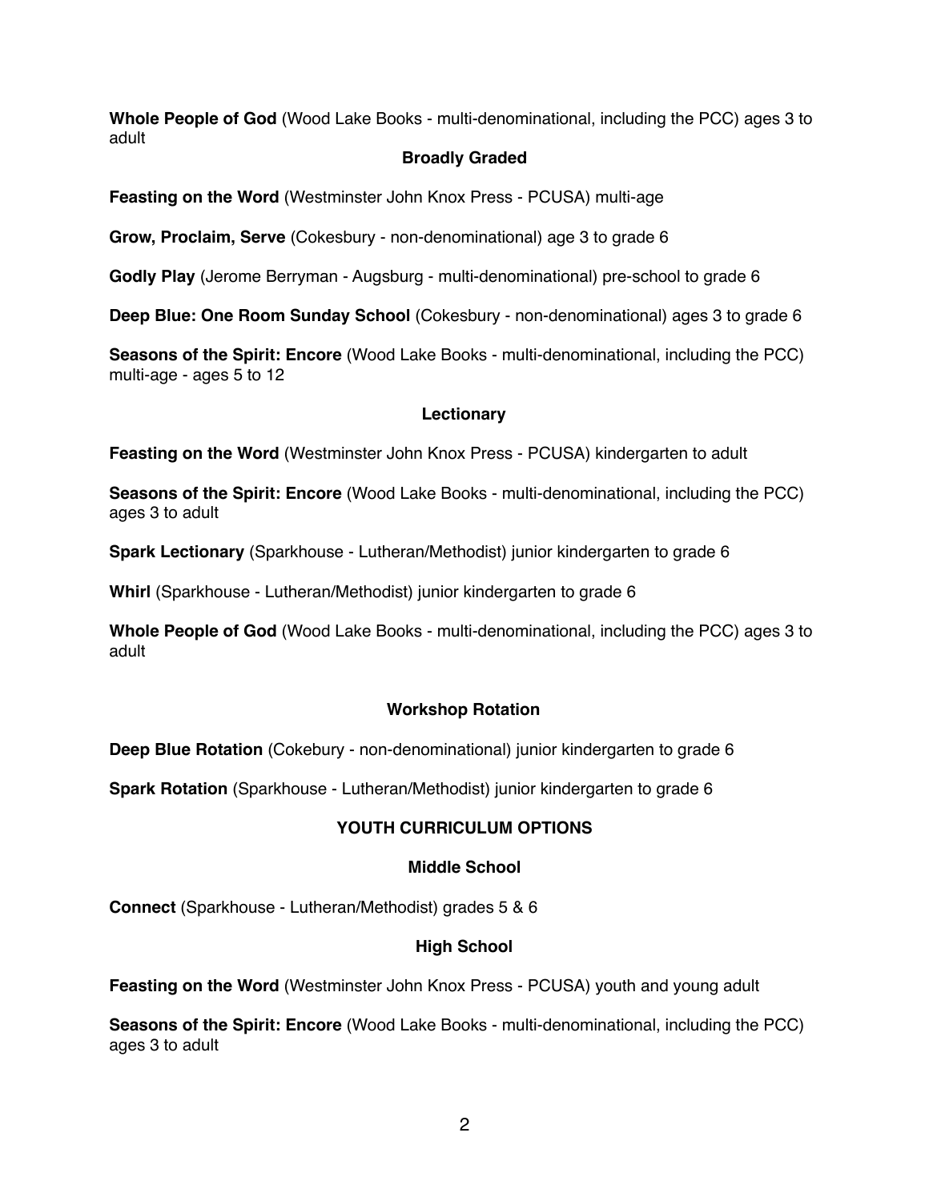**Whole People of God** (Wood Lake Books - multi-denominational, including the PCC) ages 3 to adult

### Broadly Graded

**Feasting on the Word** (Westminster John Knox Press - PCUSA) multi-age

**Grow, Proclaim, Serve** (Cokesbury - non-denominational) age 3 to grade 6

**Godly Play** (Jerome Berryman - Augsburg - multi-denominational) pre-school to grade 6

**Deep Blue: One Room Sunday School** (Cokesbury - non-denominational) ages 3 to grade 6

**Seasons of the Spirit: Encore** (Wood Lake Books - multi-denominational, including the PCC) multi-age - ages 5 to 12

### Lectionary

**Feasting on the Word** (Westminster John Knox Press - PCUSA) kindergarten to adult

**Seasons of the Spirit: Encore** (Wood Lake Books - multi-denominational, including the PCC) ages 3 to adult

**Spark Lectionary** (Sparkhouse - Lutheran/Methodist) junior kindergarten to grade 6

**Whirl** (Sparkhouse - Lutheran/Methodist) junior kindergarten to grade 6

**Whole People of God** (Wood Lake Books - multi-denominational, including the PCC) ages 3 to adult

### Workshop Rotation

**Deep Blue Rotation** (Cokebury - non-denominational) junior kindergarten to grade 6

**Spark Rotation** (Sparkhouse - Lutheran/Methodist) junior kindergarten to grade 6

## YOUTH CURRICULUM OPTIONS

### Middle School

**Connect** (Sparkhouse - Lutheran/Methodist) grades 5 & 6

### High School

**Feasting on the Word** (Westminster John Knox Press - PCUSA) youth and young adult

**Seasons of the Spirit: Encore** (Wood Lake Books - multi-denominational, including the PCC) ages 3 to adult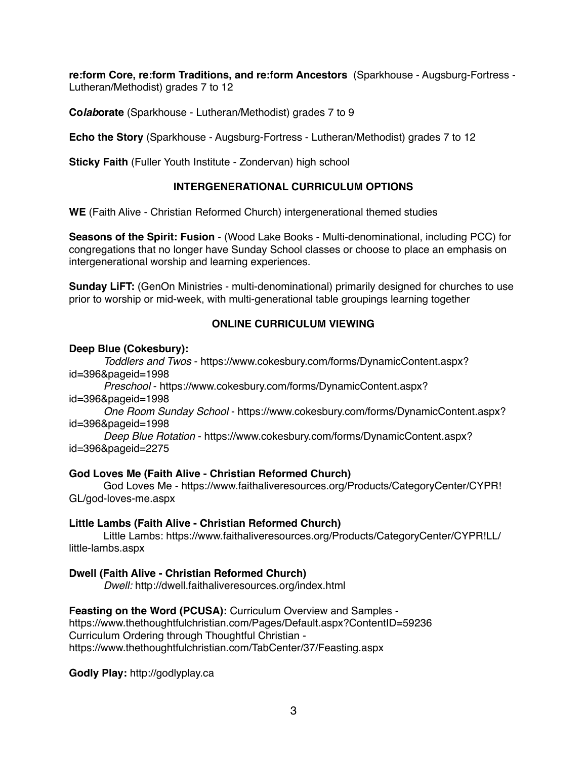**re:form Core, re:form Traditions, and re:form Ancestors** (Sparkhouse - Augsburg-Fortress - Lutheran/Methodist) grades 7 to 12

**Co*lab*orate** (Sparkhouse - Lutheran/Methodist) grades 7 to 9

**Echo the Story** (Sparkhouse - Augsburg-Fortress - Lutheran/Methodist) grades 7 to 12

**Sticky Faith** (Fuller Youth Institute - Zondervan) high school

## INTERGENERATIONAL CURRICULUM OPTIONS

**WE** (Faith Alive - Christian Reformed Church) intergenerational themed studies

**Seasons of the Spirit: Fusion** - (Wood Lake Books - Multi-denominational, including PCC) for congregations that no longer have Sunday School classes or choose to place an emphasis on intergenerational worship and learning experiences.

**Sunday LiFT:** (GenOn Ministries - multi-denominational) primarily designed for churches to use prior to worship or mid-week, with multi-generational table groupings learning together

## ONLINE CURRICULUM VIEWING

**Deep Blue (Cokesbury):**

*Toddlers and Twos* - https://www.cokesbury.com/forms/DynamicContent.aspx?id=396&pageid=1998

*Preschool* - https://www.cokesbury.com/forms/DynamicContent.aspx?id=396&pageid=1998

*One Room Sunday School* - https://www.cokesbury.com/forms/DynamicContent.aspx?id=396&pageid=1998

*Deep Blue Rotation* - https://www.cokesbury.com/forms/DynamicContent.aspx?id=396&pageid=2275

**God Loves Me (Faith Alive - Christian Reformed Church)**

God Loves Me - https://www.faithaliveresources.org/Products/CategoryCenter/CYPR!GL/god-loves-me.aspx

**Little Lambs (Faith Alive - Christian Reformed Church)**

Little Lambs: https://www.faithaliveresources.org/Products/CategoryCenter/CYPR!LL/little-lambs.aspx

**Dwell (Faith Alive - Christian Reformed Church)**

*Dwell:* http://dwell.faithaliveresources.org/index.html

**Feasting on the Word (PCUSA):** Curriculum Overview and Samples - https://www.thethoughtfulchristian.com/Pages/Default.aspx?ContentID=59236
Curriculum Ordering through Thoughtful Christian - https://www.thethoughtfulchristian.com/TabCenter/37/Feasting.aspx

**Godly Play:** http://godlyplay.ca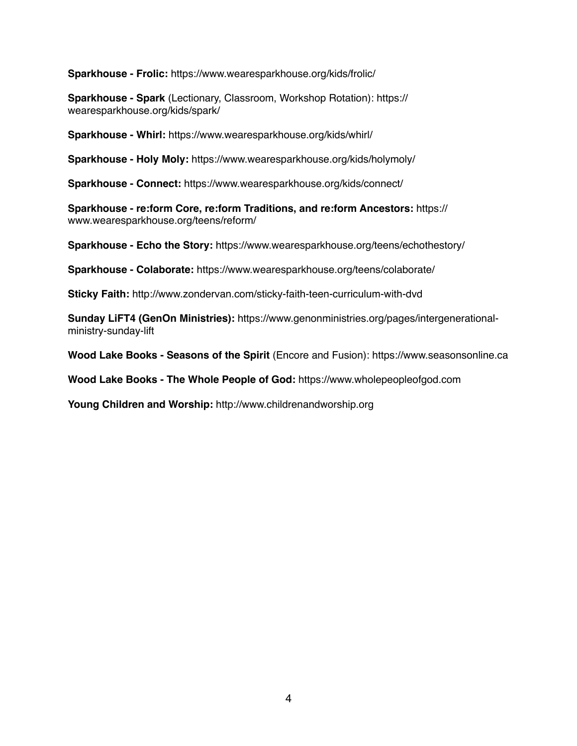**Sparkhouse - Frolic:** https://www.wearesparkhouse.org/kids/frolic/

**Sparkhouse - Spark** (Lectionary, Classroom, Workshop Rotation): https://wearesparkhouse.org/kids/spark/

**Sparkhouse - Whirl:** https://www.wearesparkhouse.org/kids/whirl/

**Sparkhouse - Holy Moly:** https://www.wearesparkhouse.org/kids/holymoly/

**Sparkhouse - Connect:** https://www.wearesparkhouse.org/kids/connect/

**Sparkhouse - re:form Core, re:form Traditions, and re:form Ancestors:** https://www.wearesparkhouse.org/teens/reform/

**Sparkhouse - Echo the Story:** https://www.wearesparkhouse.org/teens/echothestory/

**Sparkhouse - Colaborate:** https://www.wearesparkhouse.org/teens/colaborate/

**Sticky Faith:** http://www.zondervan.com/sticky-faith-teen-curriculum-with-dvd

**Sunday LiFT4 (GenOn Ministries):** https://www.genonministries.org/pages/intergenerational-ministry-sunday-lift

**Wood Lake Books - Seasons of the Spirit** (Encore and Fusion): https://www.seasonsonline.ca

**Wood Lake Books - The Whole People of God:** https://www.wholepeopleofgod.com

**Young Children and Worship:** http://www.childrenandworship.org